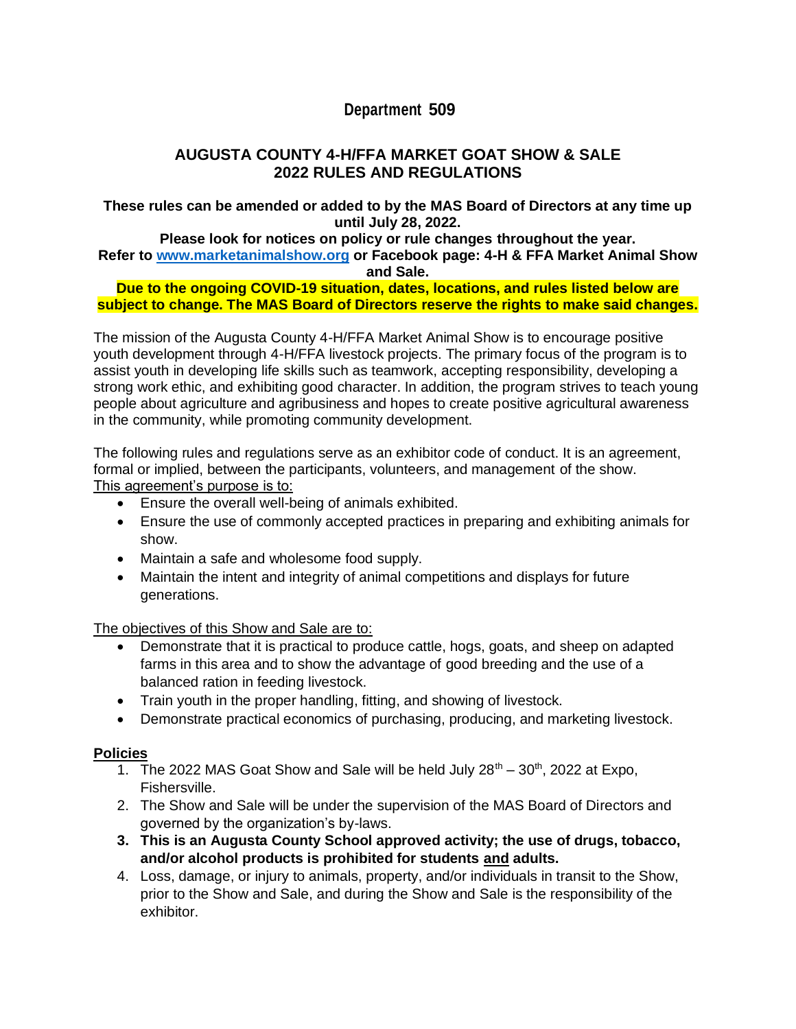# Department 509

## AUGUSTA COUNTY 4-H/FFA MARKET GOAT SHOW & SALE
## 2022 RULES AND REGULATIONS

**These rules can be amended or added to by the MAS Board of Directors at any time up until July 28, 2022.**

**Please look for notices on policy or rule changes throughout the year.**
**Refer to [www.marketanimalshow.org](http://www.marketanimalshow.org) or Facebook page: 4-H & FFA Market Animal Show and Sale.**

**Due to the ongoing COVID-19 situation, dates, locations, and rules listed below are subject to change. The MAS Board of Directors reserve the rights to make said changes.**

The mission of the Augusta County 4-H/FFA Market Animal Show is to encourage positive youth development through 4-H/FFA livestock projects. The primary focus of the program is to assist youth in developing life skills such as teamwork, accepting responsibility, developing a strong work ethic, and exhibiting good character. In addition, the program strives to teach young people about agriculture and agribusiness and hopes to create positive agricultural awareness in the community, while promoting community development.

The following rules and regulations serve as an exhibitor code of conduct. It is an agreement, formal or implied, between the participants, volunteers, and management of the show.
This agreement's purpose is to:

- Ensure the overall well-being of animals exhibited.
- Ensure the use of commonly accepted practices in preparing and exhibiting animals for show.
- Maintain a safe and wholesome food supply.
- Maintain the intent and integrity of animal competitions and displays for future generations.

The objectives of this Show and Sale are to:

- Demonstrate that it is practical to produce cattle, hogs, goats, and sheep on adapted farms in this area and to show the advantage of good breeding and the use of a balanced ration in feeding livestock.
- Train youth in the proper handling, fitting, and showing of livestock.
- Demonstrate practical economics of purchasing, producing, and marketing livestock.

**Policies**

1. The 2022 MAS Goat Show and Sale will be held July 28th – 30th, 2022 at Expo, Fishersville.
2. The Show and Sale will be under the supervision of the MAS Board of Directors and governed by the organization's by-laws.
3. **This is an Augusta County School approved activity; the use of drugs, tobacco, and/or alcohol products is prohibited for students and adults.**
4. Loss, damage, or injury to animals, property, and/or individuals in transit to the Show, prior to the Show and Sale, and during the Show and Sale is the responsibility of the exhibitor.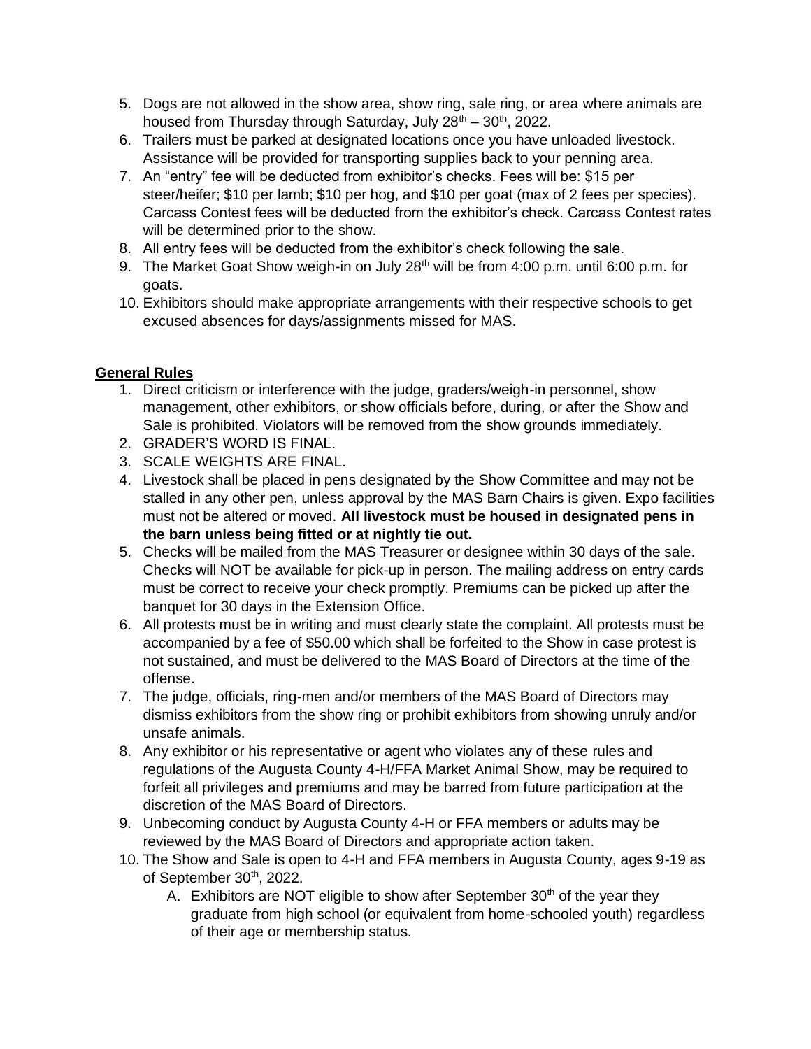5. Dogs are not allowed in the show area, show ring, sale ring, or area where animals are housed from Thursday through Saturday, July 28th – 30th, 2022.
6. Trailers must be parked at designated locations once you have unloaded livestock. Assistance will be provided for transporting supplies back to your penning area.
7. An "entry" fee will be deducted from exhibitor's checks. Fees will be: $15 per steer/heifer; $10 per lamb; $10 per hog, and $10 per goat (max of 2 fees per species). Carcass Contest fees will be deducted from the exhibitor's check. Carcass Contest rates will be determined prior to the show.
8. All entry fees will be deducted from the exhibitor's check following the sale.
9. The Market Goat Show weigh-in on July 28th will be from 4:00 p.m. until 6:00 p.m. for goats.
10. Exhibitors should make appropriate arrangements with their respective schools to get excused absences for days/assignments missed for MAS.

## General Rules

1. Direct criticism or interference with the judge, graders/weigh-in personnel, show management, other exhibitors, or show officials before, during, or after the Show and Sale is prohibited. Violators will be removed from the show grounds immediately.
2. GRADER'S WORD IS FINAL.
3. SCALE WEIGHTS ARE FINAL.
4. Livestock shall be placed in pens designated by the Show Committee and may not be stalled in any other pen, unless approval by the MAS Barn Chairs is given. Expo facilities must not be altered or moved. **All livestock must be housed in designated pens in the barn unless being fitted or at nightly tie out.**
5. Checks will be mailed from the MAS Treasurer or designee within 30 days of the sale. Checks will NOT be available for pick-up in person. The mailing address on entry cards must be correct to receive your check promptly. Premiums can be picked up after the banquet for 30 days in the Extension Office.
6. All protests must be in writing and must clearly state the complaint. All protests must be accompanied by a fee of $50.00 which shall be forfeited to the Show in case protest is not sustained, and must be delivered to the MAS Board of Directors at the time of the offense.
7. The judge, officials, ring-men and/or members of the MAS Board of Directors may dismiss exhibitors from the show ring or prohibit exhibitors from showing unruly and/or unsafe animals.
8. Any exhibitor or his representative or agent who violates any of these rules and regulations of the Augusta County 4-H/FFA Market Animal Show, may be required to forfeit all privileges and premiums and may be barred from future participation at the discretion of the MAS Board of Directors.
9. Unbecoming conduct by Augusta County 4-H or FFA members or adults may be reviewed by the MAS Board of Directors and appropriate action taken.
10. The Show and Sale is open to 4-H and FFA members in Augusta County, ages 9-19 as of September 30th, 2022.
    A. Exhibitors are NOT eligible to show after September 30th of the year they graduate from high school (or equivalent from home-schooled youth) regardless of their age or membership status.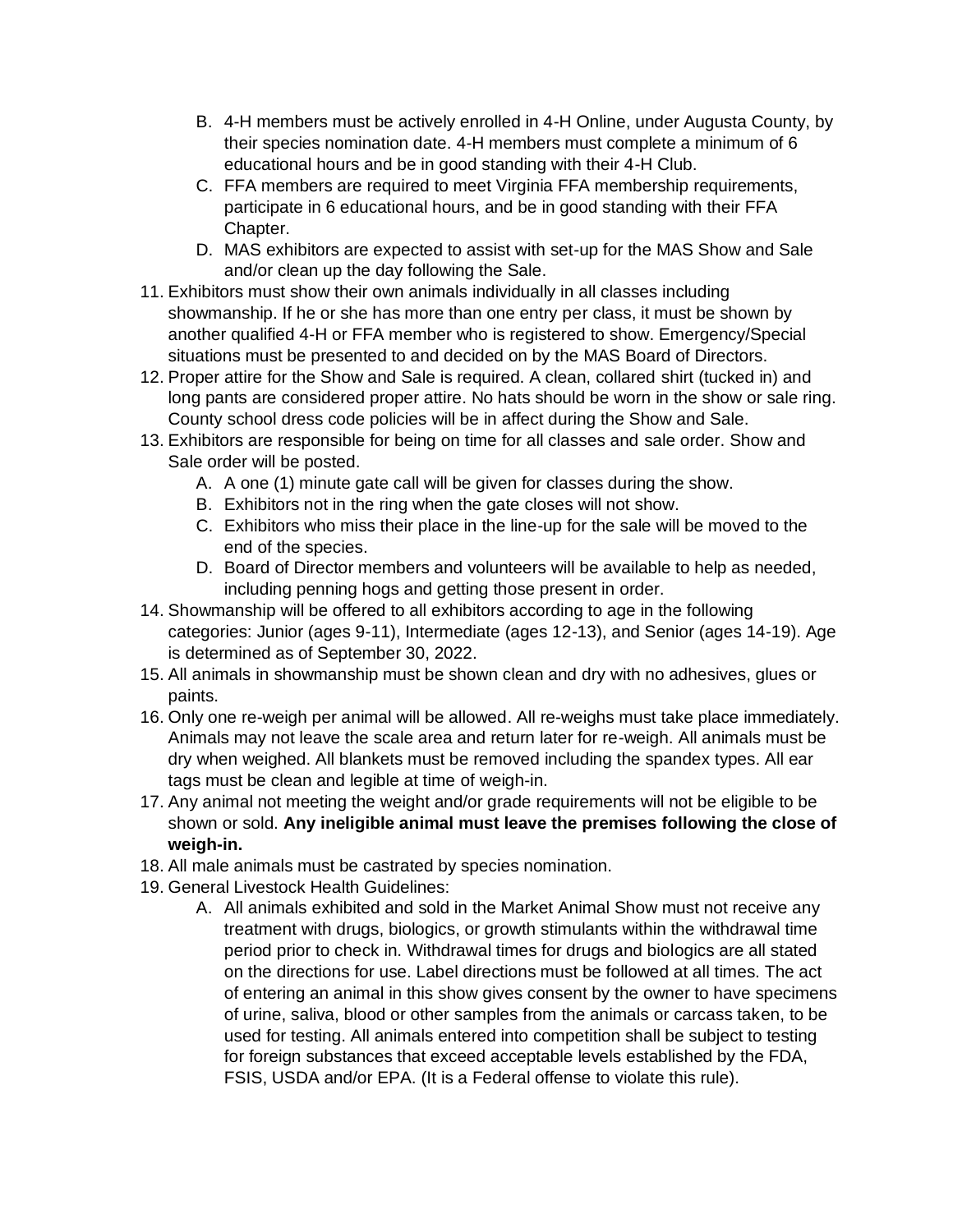B. 4-H members must be actively enrolled in 4-H Online, under Augusta County, by their species nomination date. 4-H members must complete a minimum of 6 educational hours and be in good standing with their 4-H Club.
   C. FFA members are required to meet Virginia FFA membership requirements, participate in 6 educational hours, and be in good standing with their FFA Chapter.
   D. MAS exhibitors are expected to assist with set-up for the MAS Show and Sale and/or clean up the day following the Sale.

11. Exhibitors must show their own animals individually in all classes including showmanship. If he or she has more than one entry per class, it must be shown by another qualified 4-H or FFA member who is registered to show. Emergency/Special situations must be presented to and decided on by the MAS Board of Directors.
12. Proper attire for the Show and Sale is required. A clean, collared shirt (tucked in) and long pants are considered proper attire. No hats should be worn in the show or sale ring. County school dress code policies will be in affect during the Show and Sale.
13. Exhibitors are responsible for being on time for all classes and sale order. Show and Sale order will be posted.
   A. A one (1) minute gate call will be given for classes during the show.
   B. Exhibitors not in the ring when the gate closes will not show.
   C. Exhibitors who miss their place in the line-up for the sale will be moved to the end of the species.
   D. Board of Director members and volunteers will be available to help as needed, including penning hogs and getting those present in order.
14. Showmanship will be offered to all exhibitors according to age in the following categories: Junior (ages 9-11), Intermediate (ages 12-13), and Senior (ages 14-19). Age is determined as of September 30, 2022.
15. All animals in showmanship must be shown clean and dry with no adhesives, glues or paints.
16. Only one re-weigh per animal will be allowed. All re-weighs must take place immediately. Animals may not leave the scale area and return later for re-weigh. All animals must be dry when weighed. All blankets must be removed including the spandex types. All ear tags must be clean and legible at time of weigh-in.
17. Any animal not meeting the weight and/or grade requirements will not be eligible to be shown or sold. **Any ineligible animal must leave the premises following the close of weigh-in.**
18. All male animals must be castrated by species nomination.
19. General Livestock Health Guidelines:
   A. All animals exhibited and sold in the Market Animal Show must not receive any treatment with drugs, biologics, or growth stimulants within the withdrawal time period prior to check in. Withdrawal times for drugs and biologics are all stated on the directions for use. Label directions must be followed at all times. The act of entering an animal in this show gives consent by the owner to have specimens of urine, saliva, blood or other samples from the animals or carcass taken, to be used for testing. All animals entered into competition shall be subject to testing for foreign substances that exceed acceptable levels established by the FDA, FSIS, USDA and/or EPA. (It is a Federal offense to violate this rule).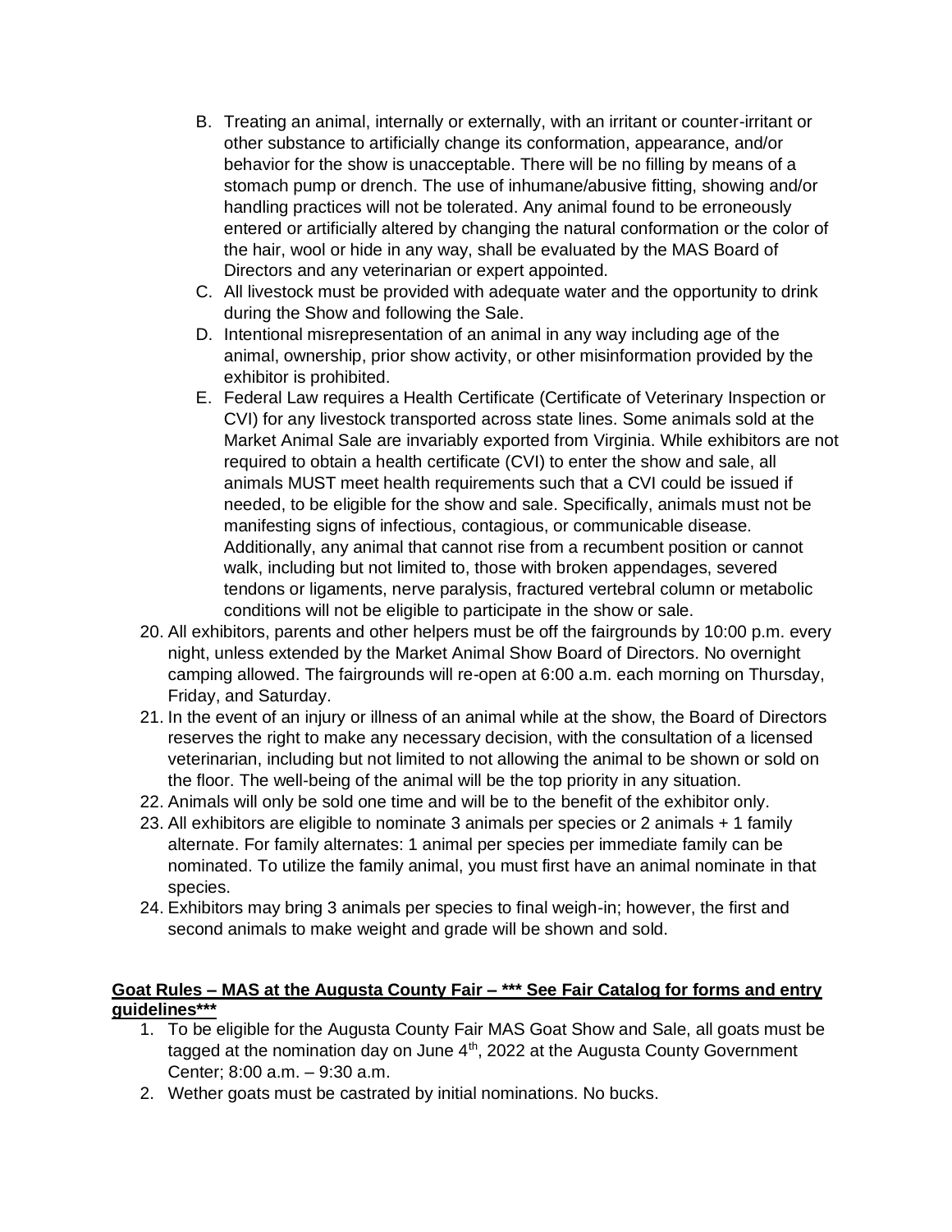B. Treating an animal, internally or externally, with an irritant or counter-irritant or other substance to artificially change its conformation, appearance, and/or behavior for the show is unacceptable. There will be no filling by means of a stomach pump or drench. The use of inhumane/abusive fitting, showing and/or handling practices will not be tolerated. Any animal found to be erroneously entered or artificially altered by changing the natural conformation or the color of the hair, wool or hide in any way, shall be evaluated by the MAS Board of Directors and any veterinarian or expert appointed.

C. All livestock must be provided with adequate water and the opportunity to drink during the Show and following the Sale.

D. Intentional misrepresentation of an animal in any way including age of the animal, ownership, prior show activity, or other misinformation provided by the exhibitor is prohibited.

E. Federal Law requires a Health Certificate (Certificate of Veterinary Inspection or CVI) for any livestock transported across state lines. Some animals sold at the Market Animal Sale are invariably exported from Virginia. While exhibitors are not required to obtain a health certificate (CVI) to enter the show and sale, all animals MUST meet health requirements such that a CVI could be issued if needed, to be eligible for the show and sale. Specifically, animals must not be manifesting signs of infectious, contagious, or communicable disease. Additionally, any animal that cannot rise from a recumbent position or cannot walk, including but not limited to, those with broken appendages, severed tendons or ligaments, nerve paralysis, fractured vertebral column or metabolic conditions will not be eligible to participate in the show or sale.

20. All exhibitors, parents and other helpers must be off the fairgrounds by 10:00 p.m. every night, unless extended by the Market Animal Show Board of Directors. No overnight camping allowed. The fairgrounds will re-open at 6:00 a.m. each morning on Thursday, Friday, and Saturday.
21. In the event of an injury or illness of an animal while at the show, the Board of Directors reserves the right to make any necessary decision, with the consultation of a licensed veterinarian, including but not limited to not allowing the animal to be shown or sold on the floor. The well-being of the animal will be the top priority in any situation.
22. Animals will only be sold one time and will be to the benefit of the exhibitor only.
23. All exhibitors are eligible to nominate 3 animals per species or 2 animals + 1 family alternate. For family alternates: 1 animal per species per immediate family can be nominated. To utilize the family animal, you must first have an animal nominate in that species.
24. Exhibitors may bring 3 animals per species to final weigh-in; however, the first and second animals to make weight and grade will be shown and sold.

**<u>Goat Rules – MAS at the Augusta County Fair – *** See Fair Catalog for forms and entry guidelines***</u>**

1. To be eligible for the Augusta County Fair MAS Goat Show and Sale, all goats must be tagged at the nomination day on June 4th, 2022 at the Augusta County Government Center; 8:00 a.m. – 9:30 a.m.
2. Wether goats must be castrated by initial nominations. No bucks.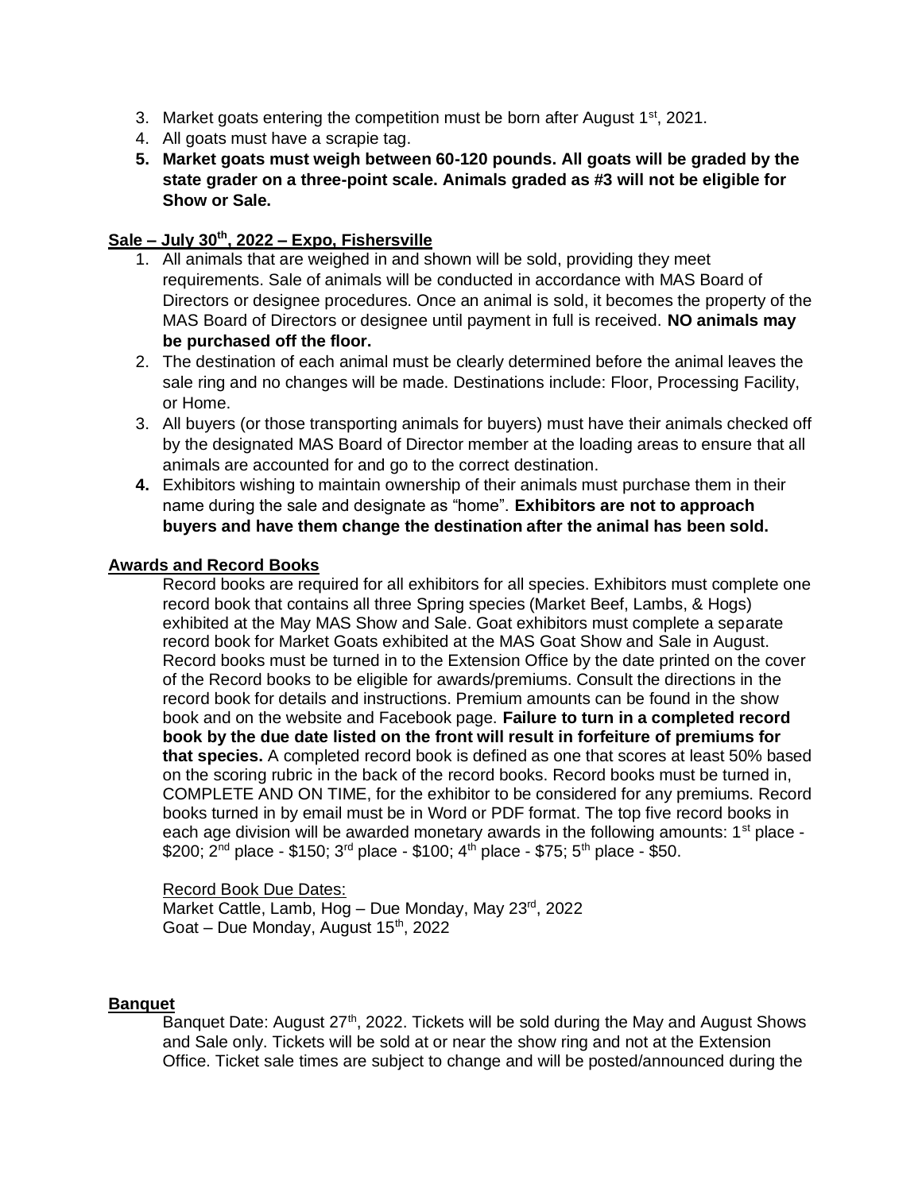3. Market goats entering the competition must be born after August 1st, 2021.
4. All goats must have a scrapie tag.
5. **Market goats must weigh between 60-120 pounds. All goats will be graded by the state grader on a three-point scale. Animals graded as #3 will not be eligible for Show or Sale.**

**Sale – July 30th, 2022 – Expo, Fishersville**

1. All animals that are weighed in and shown will be sold, providing they meet requirements. Sale of animals will be conducted in accordance with MAS Board of Directors or designee procedures. Once an animal is sold, it becomes the property of the MAS Board of Directors or designee until payment in full is received. **NO animals may be purchased off the floor.**
2. The destination of each animal must be clearly determined before the animal leaves the sale ring and no changes will be made. Destinations include: Floor, Processing Facility, or Home.
3. All buyers (or those transporting animals for buyers) must have their animals checked off by the designated MAS Board of Director member at the loading areas to ensure that all animals are accounted for and go to the correct destination.
4. Exhibitors wishing to maintain ownership of their animals must purchase them in their name during the sale and designate as "home". **Exhibitors are not to approach buyers and have them change the destination after the animal has been sold.**

**Awards and Record Books**

Record books are required for all exhibitors for all species. Exhibitors must complete one record book that contains all three Spring species (Market Beef, Lambs, & Hogs) exhibited at the May MAS Show and Sale. Goat exhibitors must complete a separate record book for Market Goats exhibited at the MAS Goat Show and Sale in August. Record books must be turned in to the Extension Office by the date printed on the cover of the Record books to be eligible for awards/premiums. Consult the directions in the record book for details and instructions. Premium amounts can be found in the show book and on the website and Facebook page. **Failure to turn in a completed record book by the due date listed on the front will result in forfeiture of premiums for that species.** A completed record book is defined as one that scores at least 50% based on the scoring rubric in the back of the record books. Record books must be turned in, COMPLETE AND ON TIME, for the exhibitor to be considered for any premiums. Record books turned in by email must be in Word or PDF format. The top five record books in each age division will be awarded monetary awards in the following amounts: 1st place - $200; 2nd place - $150; 3rd place - $100; 4th place - $75; 5th place - $50.

Record Book Due Dates:
Market Cattle, Lamb, Hog – Due Monday, May 23rd, 2022
Goat – Due Monday, August 15th, 2022

**Banquet**

Banquet Date: August 27th, 2022. Tickets will be sold during the May and August Shows and Sale only. Tickets will be sold at or near the show ring and not at the Extension Office. Ticket sale times are subject to change and will be posted/announced during the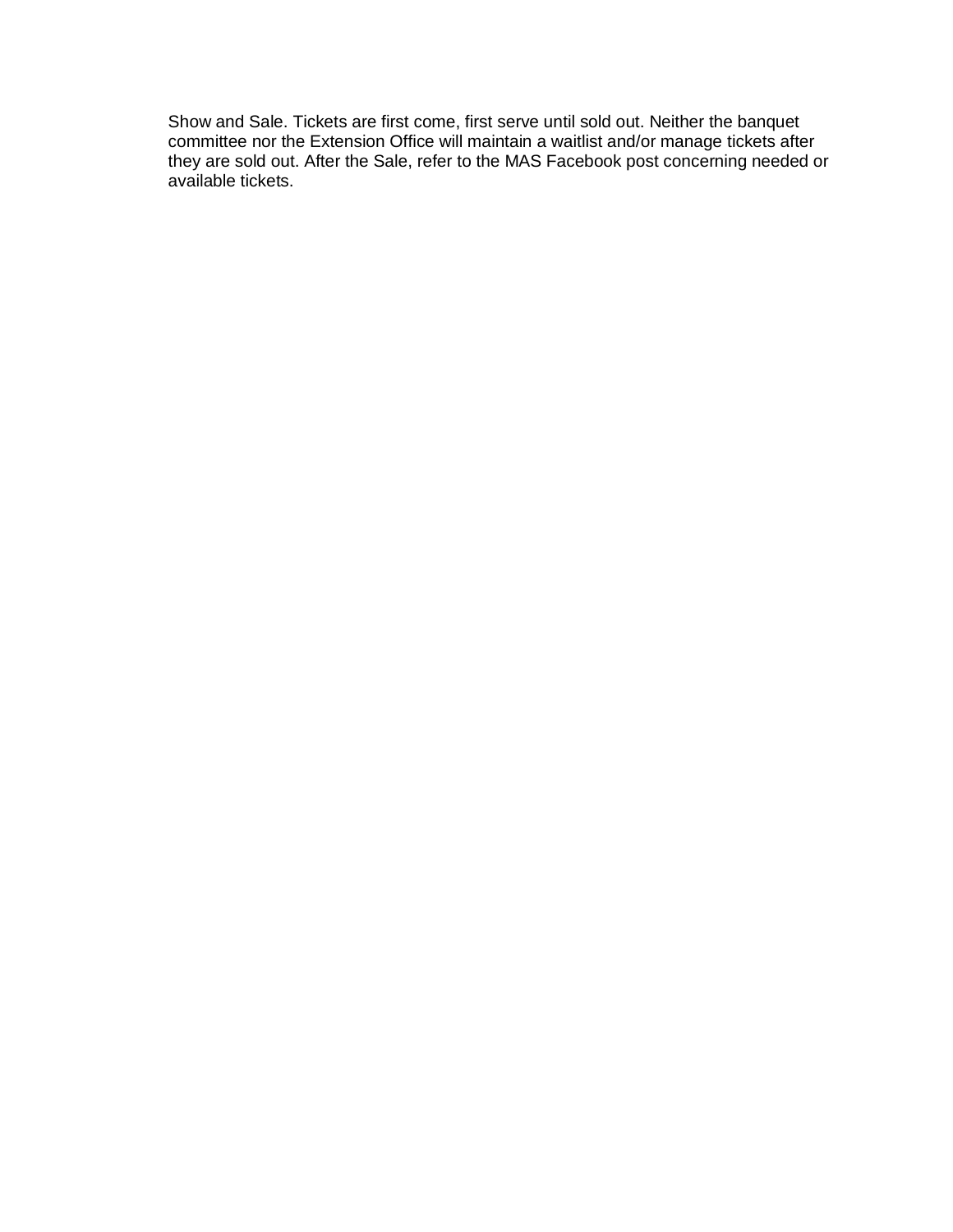Show and Sale. Tickets are first come, first serve until sold out. Neither the banquet committee nor the Extension Office will maintain a waitlist and/or manage tickets after they are sold out. After the Sale, refer to the MAS Facebook post concerning needed or available tickets.